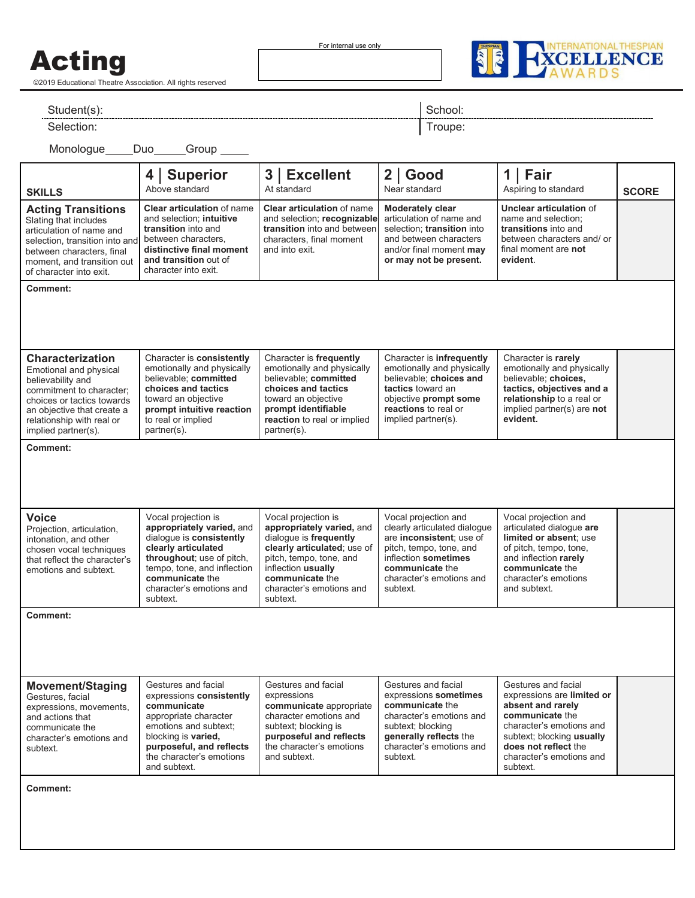# Acting

©2019 Educational Theatre Association. All rights reserved

For internal use only

INTERNATIONAL THESPIAN EXCELLENCE AWARDS

Student(s): | School:

Selection: | Troupe:

Monologue_____ Duo_____ Group _____

| SKILLS | 4 \| Superior<br>Above standard | 3 \| Excellent<br>At standard | 2 \| Good<br>Near standard | 1 \| Fair<br>Aspiring to standard | SCORE |
|---|---|---|---|---|---|
| **Acting Transitions**<br>Slating that includes articulation of name and selection, transition into and between characters, final moment, and transition out of character into exit. | **Clear articulation** of name and selection; **intuitive transition** into and between characters, **distinctive final moment and transition** out of character into exit. | **Clear articulation** of name and selection; **recognizable transition** into and between characters, final moment and into exit. | **Moderately clear** articulation of name and selection; **transition** into and between characters and/or final moment **may or may not be present.** | **Unclear articulation** of name and selection; **transitions** into and between characters and/ or final moment are **not evident**. | |
| **Comment:** | | | | | |
| **Characterization**<br>Emotional and physical believability and commitment to character; choices or tactics towards an objective that create a relationship with real or implied partner(s). | Character is **consistently** emotionally and physically believable; **committed choices and tactics** toward an objective **prompt intuitive reaction** to real or implied partner(s). | Character is **frequently** emotionally and physically believable; **committed choices and tactics** toward an objective **prompt identifiable reaction** to real or implied partner(s). | Character is **infrequently** emotionally and physically believable; **choices and tactics** toward an objective **prompt some reactions** to real or implied partner(s). | Character is **rarely** emotionally and physically believable; **choices, tactics, objectives and a relationship** to a real or implied partner(s) are **not evident.** | |
| **Comment:** | | | | | |
| **Voice**<br>Projection, articulation, intonation, and other chosen vocal techniques that reflect the character's emotions and subtext. | Vocal projection is **appropriately varied,** and dialogue is **consistently clearly articulated throughout**; use of pitch, tempo, tone, and inflection **communicate** the character's emotions and subtext. | Vocal projection is **appropriately varied,** and dialogue is **frequently clearly articulated**; use of pitch, tempo, tone, and inflection **usually communicate** the character's emotions and subtext. | Vocal projection and clearly articulated dialogue are **inconsistent**; use of pitch, tempo, tone, and inflection **sometimes communicate** the character's emotions and subtext. | Vocal projection and articulated dialogue **are limited or absent**; use of pitch, tempo, tone, and inflection **rarely communicate** the character's emotions and subtext. | |
| **Comment:** | | | | | |
| **Movement/Staging**<br>Gestures, facial expressions, movements, and actions that communicate the character's emotions and subtext. | Gestures and facial expressions **consistently communicate** appropriate character emotions and subtext; blocking is **varied, purposeful, and reflects** the character's emotions and subtext. | Gestures and facial expressions **communicate** appropriate character emotions and subtext; blocking is **purposeful and reflects** the character's emotions and subtext. | Gestures and facial expressions **sometimes communicate** the character's emotions and subtext; blocking **generally reflects** the character's emotions and subtext. | Gestures and facial expressions are **limited or absent and rarely communicate** the character's emotions and subtext; blocking **usually does not reflect** the character's emotions and subtext. | |
| **Comment:** | | | | | |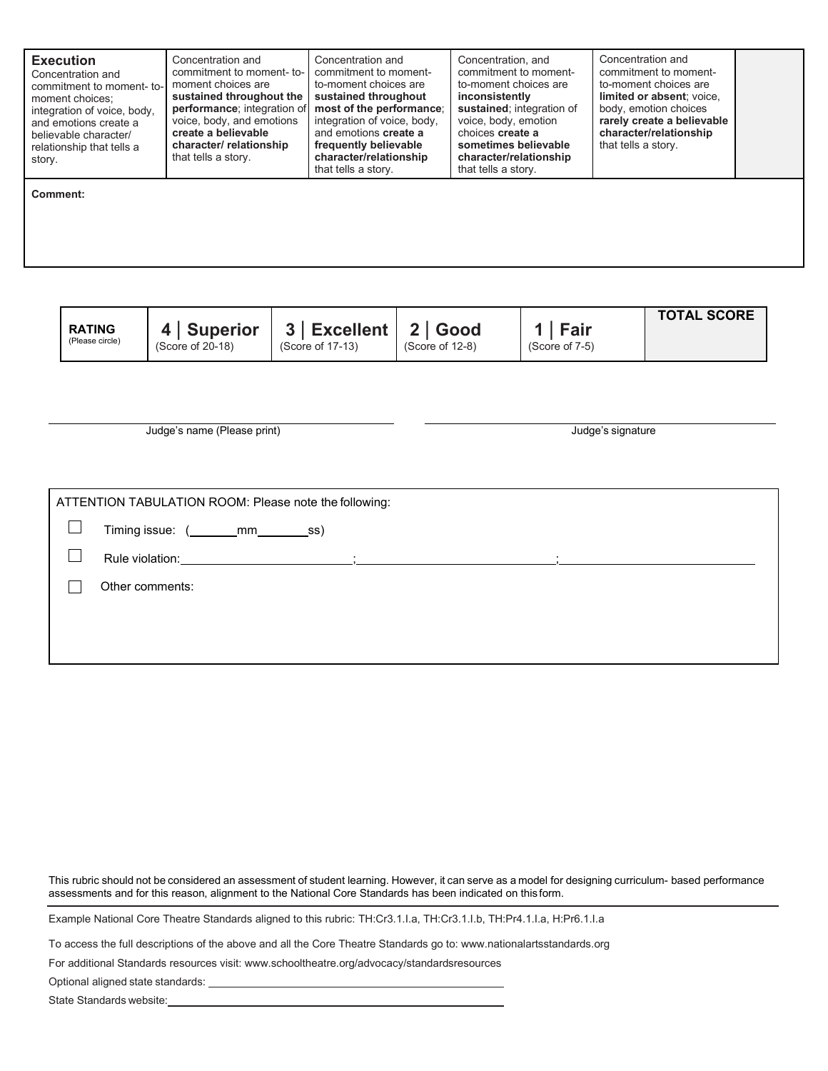| | | | | | |
|---|---|---|---|---|---|
| **Execution**<br>Concentration and commitment to moment- to-moment choices; integration of voice, body, and emotions create a believable character/ relationship that tells a story. | Concentration and commitment to moment- to-moment choices are **sustained throughout the performance**; integration of voice, body, and emotions **create a believable character/ relationship** that tells a story. | Concentration and commitment to moment-to-moment choices are **sustained throughout most of the performance**; integration of voice, body, and emotions **create a frequently believable character/relationship** that tells a story. | Concentration, and commitment to moment-to-moment choices are **inconsistently sustained**; integration of voice, body, emotion choices **create a sometimes believable character/relationship** that tells a story. | Concentration and commitment to moment-to-moment choices are **limited or absent**; voice, body, emotion choices **rarely create a believable character/relationship** that tells a story. | |

**Comment:**

| | | | | | |
|---|---|---|---|---|---|
| **RATING** (Please circle) | **4 \| Superior** (Score of 20-18) | **3 \| Excellent** (Score of 17-13) | **2 \| Good** (Score of 12-8) | **1 \| Fair** (Score of 7-5) | **TOTAL SCORE** |

Judge's name (Please print) ______________________

Judge's signature ______________________

ATTENTION TABULATION ROOM: Please note the following:

☐ Timing issue: (_______mm_______ss)

☐ Rule violation:________________________;________________________;________________________

☐ Other comments:

This rubric should not be considered an assessment of student learning. However, it can serve as a model for designing curriculum- based performance assessments and for this reason, alignment to the National Core Standards has been indicated on this form.

Example National Core Theatre Standards aligned to this rubric: TH:Cr3.1.I.a, TH:Cr3.1.I.b, TH:Pr4.1.I.a, H:Pr6.1.I.a

To access the full descriptions of the above and all the Core Theatre Standards go to: www.nationalartsstandards.org

For additional Standards resources visit: www.schooltheatre.org/advocacy/standardsresources

Optional aligned state standards: ______________________

State Standards website: ______________________